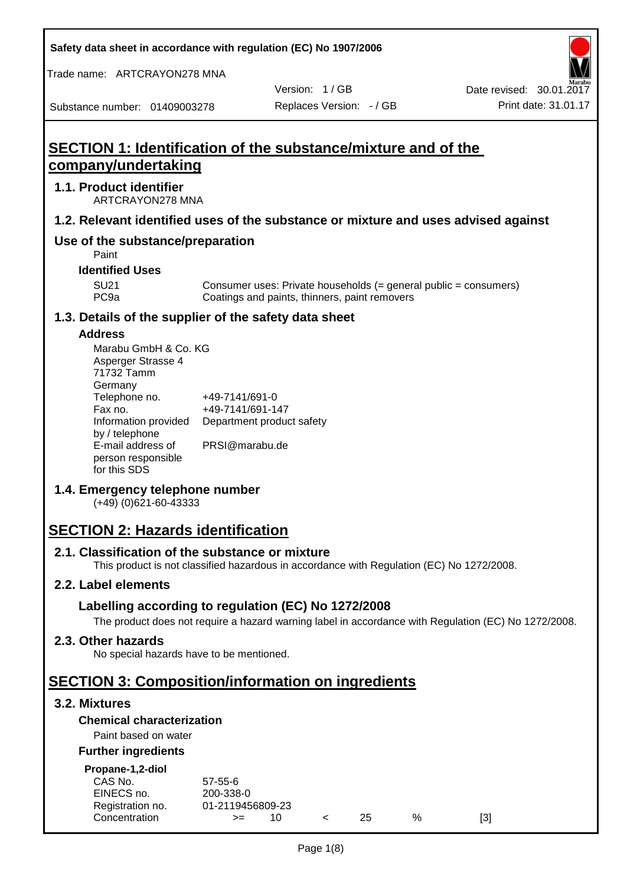Safety data sheet in accordance with regulation (EC) No 1907/2006

Trade name: ARTCRAYON278 MNA

Version: 1 / GB

Date revised: 30.01.2017

Substance number: 01409003278

Replaces Version: - / GB

Print date: 31.01.17

# SECTION 1: Identification of the substance/mixture and of the company/undertaking

## 1.1. Product identifier

ARTCRAYON278 MNA

## 1.2. Relevant identified uses of the substance or mixture and uses advised against

## Use of the substance/preparation

Paint

### Identified Uses

| | |
|---|---|
| SU21 | Consumer uses: Private households (= general public = consumers) |
| PC9a | Coatings and paints, thinners, paint removers |

## 1.3. Details of the supplier of the safety data sheet

### Address

Marabu GmbH & Co. KG
Asperger Strasse 4
71732 Tamm
Germany

| | |
|---|---|
| Telephone no. | +49-7141/691-0 |
| Fax no. | +49-7141/691-147 |
| Information provided by / telephone | Department product safety |
| E-mail address of person responsible for this SDS | PRSI@marabu.de |

## 1.4. Emergency telephone number

(+49) (0)621-60-43333

# SECTION 2: Hazards identification

## 2.1. Classification of the substance or mixture

This product is not classified hazardous in accordance with Regulation (EC) No 1272/2008.

## 2.2. Label elements

### Labelling according to regulation (EC) No 1272/2008

The product does not require a hazard warning label in accordance with Regulation (EC) No 1272/2008.

## 2.3. Other hazards

No special hazards have to be mentioned.

# SECTION 3: Composition/information on ingredients

## 3.2. Mixtures

### Chemical characterization

Paint based on water

### Further ingredients

**Propane-1,2-diol**

| | | | | | | |
|---|---|---|---|---|---|---|
| CAS No. | 57-55-6 | | | | | |
| EINECS no. | 200-338-0 | | | | | |
| Registration no. | 01-2119456809-23 | | | | | |
| Concentration | >= | 10 | < | 25 | % | [3] |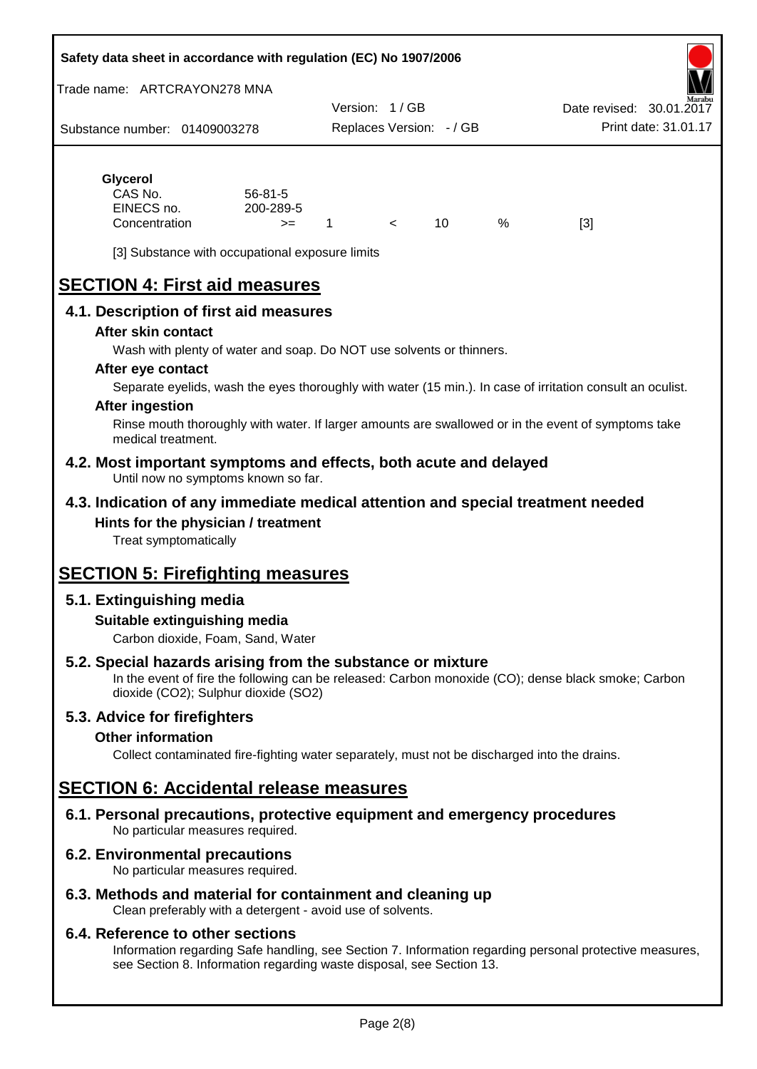**Glycerol**

| | | | | | | |
|---|---|---|---|---|---|---|
| CAS No. | 56-81-5 | | | | | |
| EINECS no. | 200-289-5 | | | | | |
| Concentration | >= | 1 | < | 10 | % | [3] |

[3] Substance with occupational exposure limits

# SECTION 4: First aid measures

## 4.1. Description of first aid measures

### After skin contact

Wash with plenty of water and soap. Do NOT use solvents or thinners.

### After eye contact

Separate eyelids, wash the eyes thoroughly with water (15 min.). In case of irritation consult an oculist.

### After ingestion

Rinse mouth thoroughly with water. If larger amounts are swallowed or in the event of symptoms take medical treatment.

## 4.2. Most important symptoms and effects, both acute and delayed

Until now no symptoms known so far.

## 4.3. Indication of any immediate medical attention and special treatment needed

### Hints for the physician / treatment

Treat symptomatically

# SECTION 5: Firefighting measures

## 5.1. Extinguishing media

### Suitable extinguishing media

Carbon dioxide, Foam, Sand, Water

## 5.2. Special hazards arising from the substance or mixture

In the event of fire the following can be released: Carbon monoxide (CO); dense black smoke; Carbon dioxide ($CO_2$); Sulphur dioxide ($SO_2$)

## 5.3. Advice for firefighters

### Other information

Collect contaminated fire-fighting water separately, must not be discharged into the drains.

# SECTION 6: Accidental release measures

## 6.1. Personal precautions, protective equipment and emergency procedures

No particular measures required.

## 6.2. Environmental precautions

No particular measures required.

## 6.3. Methods and material for containment and cleaning up

Clean preferably with a detergent - avoid use of solvents.

## 6.4. Reference to other sections

Information regarding Safe handling, see Section 7. Information regarding personal protective measures, see Section 8. Information regarding waste disposal, see Section 13.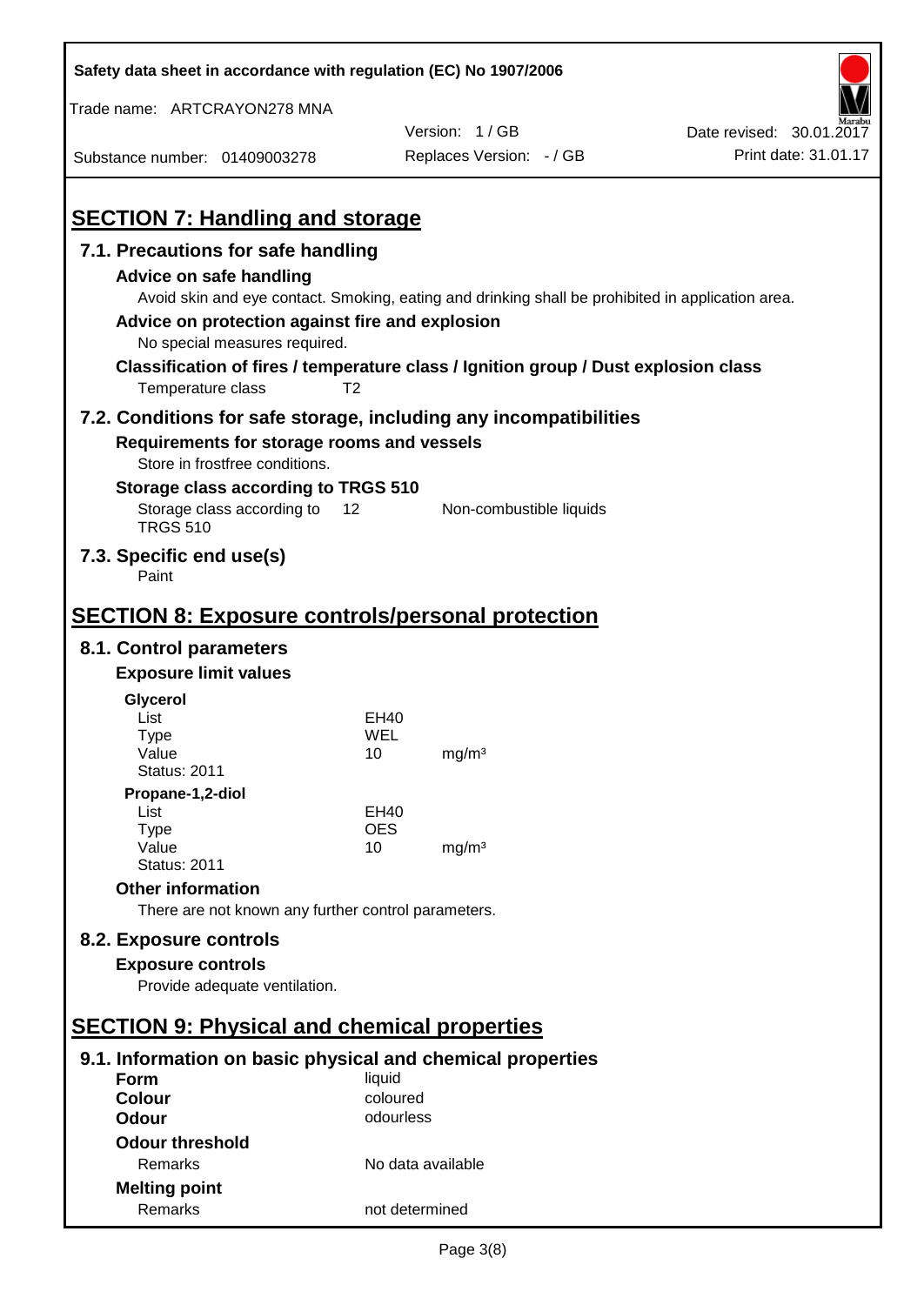# SECTION 7: Handling and storage

## 7.1. Precautions for safe handling

### Advice on safe handling

Avoid skin and eye contact. Smoking, eating and drinking shall be prohibited in application area.

### Advice on protection against fire and explosion

No special measures required.

### Classification of fires / temperature class / Ignition group / Dust explosion class

Temperature class T2

## 7.2. Conditions for safe storage, including any incompatibilities

### Requirements for storage rooms and vessels

Store in frostfree conditions.

### Storage class according to TRGS 510

| Storage class according to TRGS 510 | 12 | Non-combustible liquids |
|---|---|---|

## 7.3. Specific end use(s)

Paint

# SECTION 8: Exposure controls/personal protection

## 8.1. Control parameters

### Exposure limit values

**Glycerol**

| | | |
|---|---|---|
| List | EH40 | |
| Type | WEL | |
| Value | 10 | mg/m³ |
| Status: 2011 | | |

**Propane-1,2-diol**

| | | |
|---|---|---|
| List | EH40 | |
| Type | OES | |
| Value | 10 | mg/m³ |
| Status: 2011 | | |

### Other information

There are not known any further control parameters.

## 8.2. Exposure controls

### Exposure controls

Provide adequate ventilation.

# SECTION 9: Physical and chemical properties

## 9.1. Information on basic physical and chemical properties

| | |
|---|---|
| **Form** | liquid |
| **Colour** | coloured |
| **Odour** | odourless |

**Odour threshold**

| | |
|---|---|
| Remarks | No data available |

**Melting point**

| | |
|---|---|
| Remarks | not determined |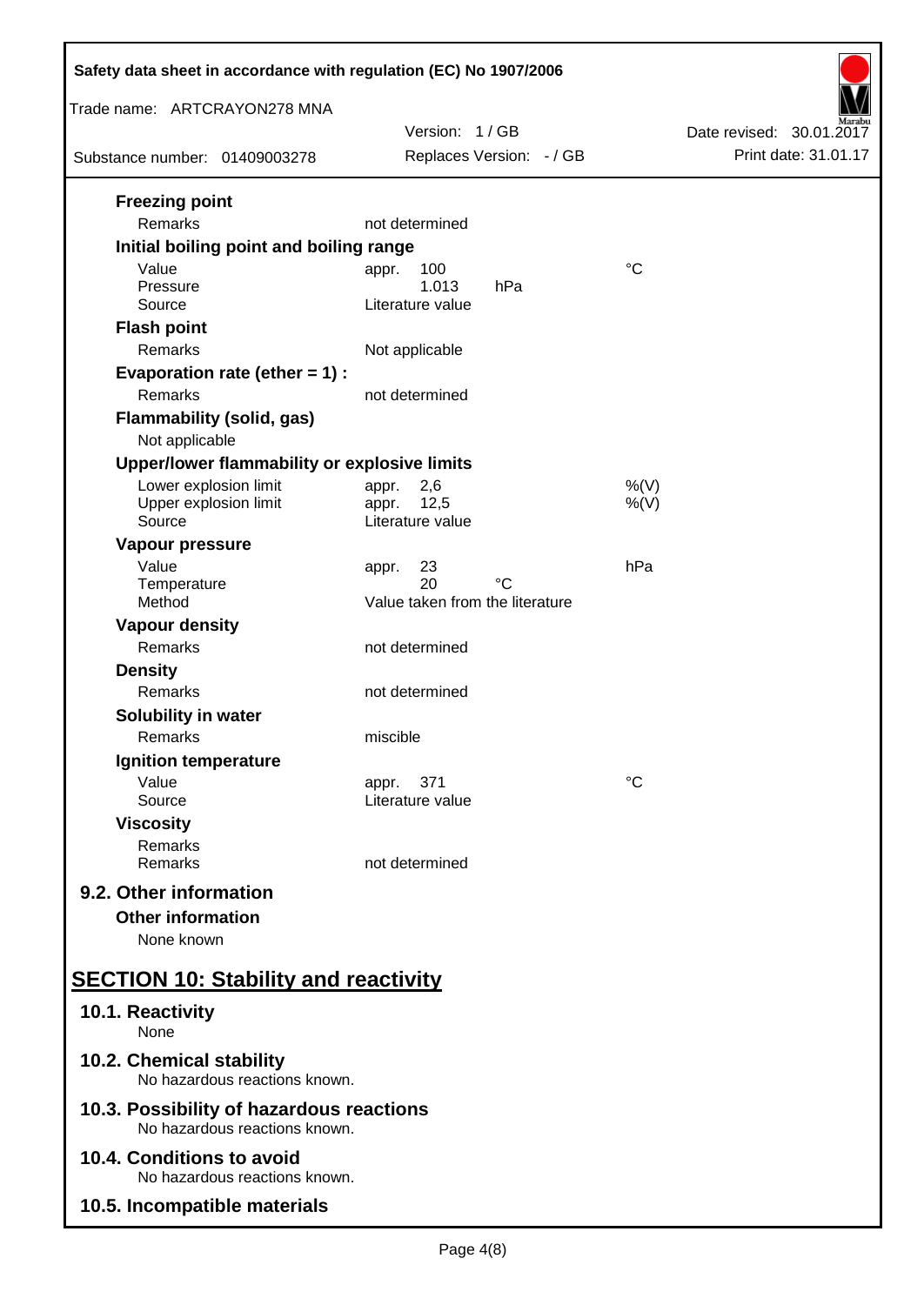**Freezing point**

| | | |
|---|---|---|
| Remarks | not determined | |

**Initial boiling point and boiling range**

| | | |
|---|---|---|
| Value | appr. 100 | °C |
| Pressure | 1.013 hPa | |
| Source | Literature value | |

**Flash point**

| | | |
|---|---|---|
| Remarks | Not applicable | |

**Evaporation rate (ether = 1) :**

| | | |
|---|---|---|
| Remarks | not determined | |

**Flammability (solid, gas)**

Not applicable

**Upper/lower flammability or explosive limits**

| | | |
|---|---|---|
| Lower explosion limit | appr. 2,6 | %(V) |
| Upper explosion limit | appr. 12,5 | %(V) |
| Source | Literature value | |

**Vapour pressure**

| | | |
|---|---|---|
| Value | appr. 23 | hPa |
| Temperature | 20 °C | |
| Method | Value taken from the literature | |

**Vapour density**

| | | |
|---|---|---|
| Remarks | not determined | |

**Density**

| | | |
|---|---|---|
| Remarks | not determined | |

**Solubility in water**

| | | |
|---|---|---|
| Remarks | miscible | |

**Ignition temperature**

| | | |
|---|---|---|
| Value | appr. 371 | °C |
| Source | Literature value | |

**Viscosity**

| | | |
|---|---|---|
| Remarks | | |
| Remarks | not determined | |

### 9.2. Other information

**Other information**

None known

## SECTION 10: Stability and reactivity

### 10.1. Reactivity

None

### 10.2. Chemical stability

No hazardous reactions known.

### 10.3. Possibility of hazardous reactions

No hazardous reactions known.

### 10.4. Conditions to avoid

No hazardous reactions known.

### 10.5. Incompatible materials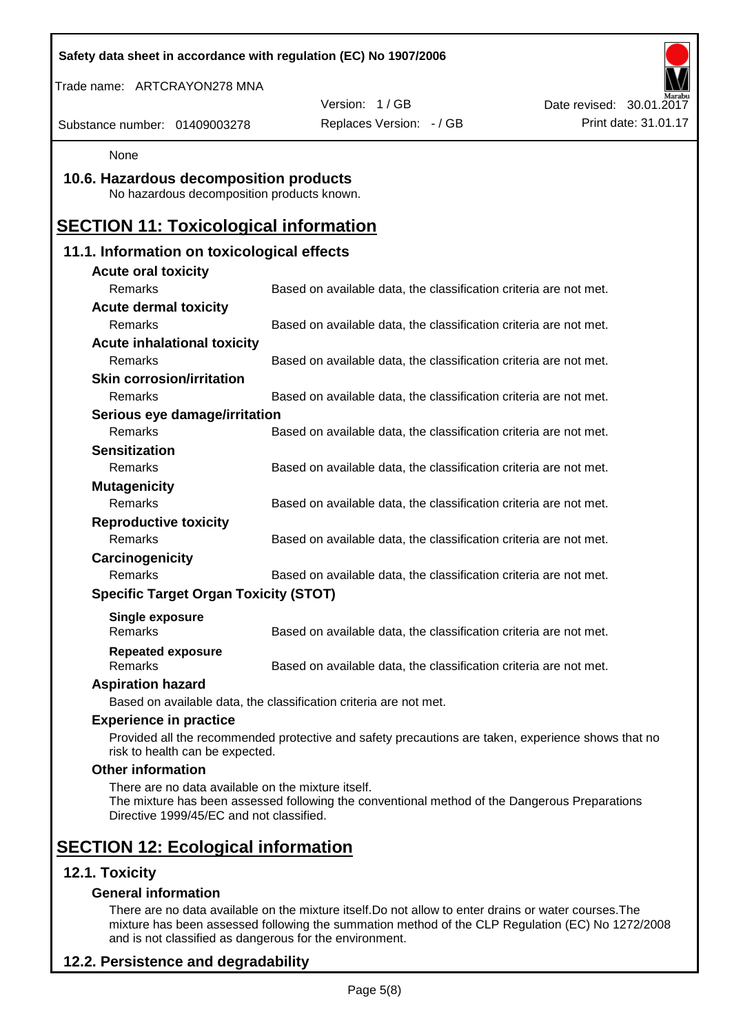None

## 10.6. Hazardous decomposition products

No hazardous decomposition products known.

# SECTION 11: Toxicological information

## 11.1. Information on toxicological effects

**Acute oral toxicity**

| Remarks | Based on available data, the classification criteria are not met. |
|---|---|

**Acute dermal toxicity**

| Remarks | Based on available data, the classification criteria are not met. |
|---|---|

**Acute inhalational toxicity**

| Remarks | Based on available data, the classification criteria are not met. |
|---|---|

**Skin corrosion/irritation**

| Remarks | Based on available data, the classification criteria are not met. |
|---|---|

**Serious eye damage/irritation**

| Remarks | Based on available data, the classification criteria are not met. |
|---|---|

**Sensitization**

| Remarks | Based on available data, the classification criteria are not met. |
|---|---|

**Mutagenicity**

| Remarks | Based on available data, the classification criteria are not met. |
|---|---|

**Reproductive toxicity**

| Remarks | Based on available data, the classification criteria are not met. |
|---|---|

**Carcinogenicity**

| Remarks | Based on available data, the classification criteria are not met. |
|---|---|

**Specific Target Organ Toxicity (STOT)**

**Single exposure**

| Remarks | Based on available data, the classification criteria are not met. |
|---|---|

**Repeated exposure**

| Remarks | Based on available data, the classification criteria are not met. |
|---|---|

**Aspiration hazard**

Based on available data, the classification criteria are not met.

**Experience in practice**

Provided all the recommended protective and safety precautions are taken, experience shows that no risk to health can be expected.

**Other information**

There are no data available on the mixture itself.
The mixture has been assessed following the conventional method of the Dangerous Preparations Directive 1999/45/EC and not classified.

# SECTION 12: Ecological information

## 12.1. Toxicity

**General information**

There are no data available on the mixture itself.Do not allow to enter drains or water courses.The mixture has been assessed following the summation method of the CLP Regulation (EC) No 1272/2008 and is not classified as dangerous for the environment.

## 12.2. Persistence and degradability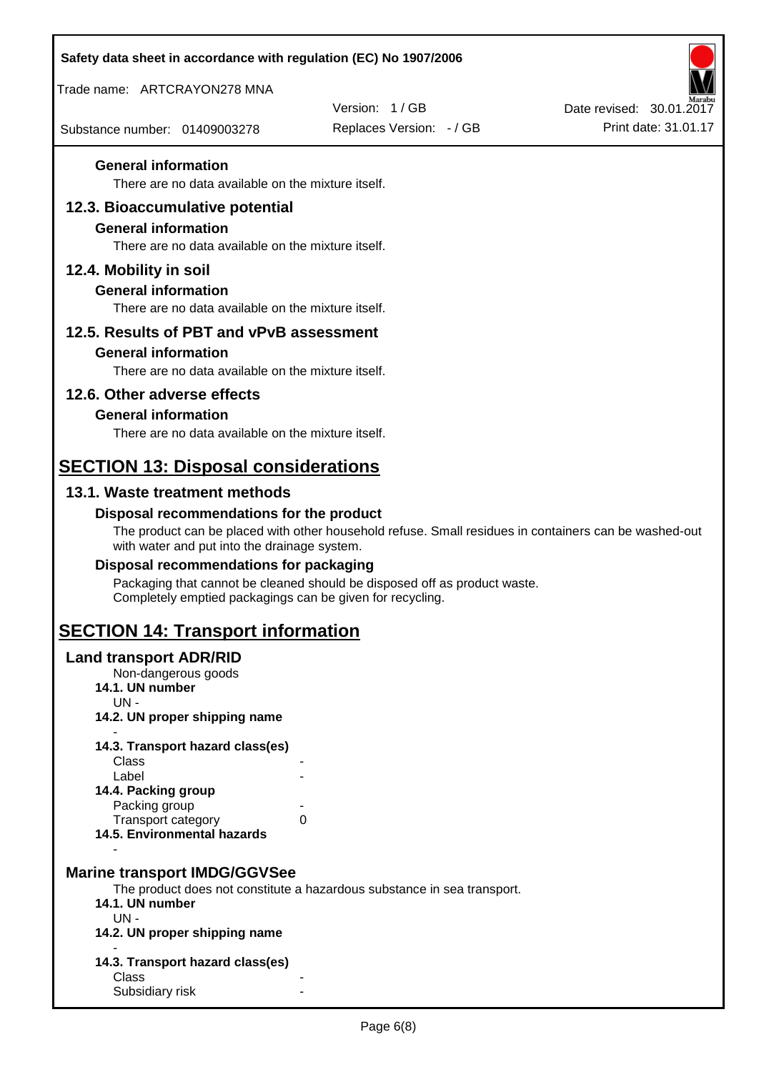#### General information

There are no data available on the mixture itself.

### 12.3. Bioaccumulative potential

#### General information

There are no data available on the mixture itself.

### 12.4. Mobility in soil

#### General information

There are no data available on the mixture itself.

### 12.5. Results of PBT and vPvB assessment

#### General information

There are no data available on the mixture itself.

### 12.6. Other adverse effects

#### General information

There are no data available on the mixture itself.

## SECTION 13: Disposal considerations

### 13.1. Waste treatment methods

#### Disposal recommendations for the product

The product can be placed with other household refuse. Small residues in containers can be washed-out with water and put into the drainage system.

#### Disposal recommendations for packaging

Packaging that cannot be cleaned should be disposed off as product waste.
Completely emptied packagings can be given for recycling.

## SECTION 14: Transport information

### Land transport ADR/RID

Non-dangerous goods

**14.1. UN number**

UN -

**14.2. UN proper shipping name**

-

**14.3. Transport hazard class(es)**

| | |
|---|---|
| Class | - |
| Label | - |

**14.4. Packing group**

| | |
|---|---|
| Packing group | - |
| Transport category | 0 |

**14.5. Environmental hazards**

-

### Marine transport IMDG/GGVSee

The product does not constitute a hazardous substance in sea transport.

**14.1. UN number**

UN -

**14.2. UN proper shipping name**

-

**14.3. Transport hazard class(es)**

| | |
|---|---|
| Class | - |
| Subsidiary risk | - |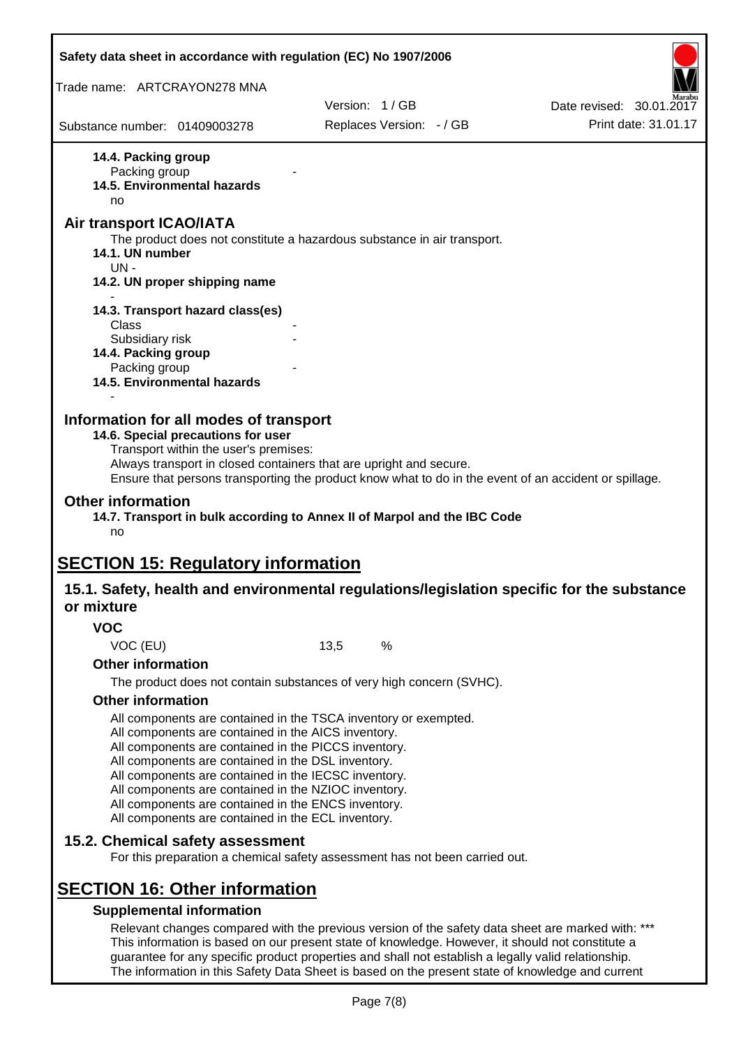**14.4. Packing group**

Packing group -

**14.5. Environmental hazards**

no

## Air transport ICAO/IATA

The product does not constitute a hazardous substance in air transport.

**14.1. UN number**

UN -

**14.2. UN proper shipping name**

-

**14.3. Transport hazard class(es)**

Class -

Subsidiary risk -

**14.4. Packing group**

Packing group -

**14.5. Environmental hazards**

-

## Information for all modes of transport

**14.6. Special precautions for user**

Transport within the user's premises:
Always transport in closed containers that are upright and secure.
Ensure that persons transporting the product know what to do in the event of an accident or spillage.

## Other information

**14.7. Transport in bulk according to Annex II of Marpol and the IBC Code**

no

# SECTION 15: Regulatory information

## 15.1. Safety, health and environmental regulations/legislation specific for the substance or mixture

### VOC

VOC (EU) 13,5 %

### Other information

The product does not contain substances of very high concern (SVHC).

### Other information

All components are contained in the TSCA inventory or exempted.
All components are contained in the AICS inventory.
All components are contained in the PICCS inventory.
All components are contained in the DSL inventory.
All components are contained in the IECSC inventory.
All components are contained in the NZIOC inventory.
All components are contained in the ENCS inventory.
All components are contained in the ECL inventory.

## 15.2. Chemical safety assessment

For this preparation a chemical safety assessment has not been carried out.

# SECTION 16: Other information

### Supplemental information

Relevant changes compared with the previous version of the safety data sheet are marked with: ***
This information is based on our present state of knowledge. However, it should not constitute a guarantee for any specific product properties and shall not establish a legally valid relationship.
The information in this Safety Data Sheet is based on the present state of knowledge and current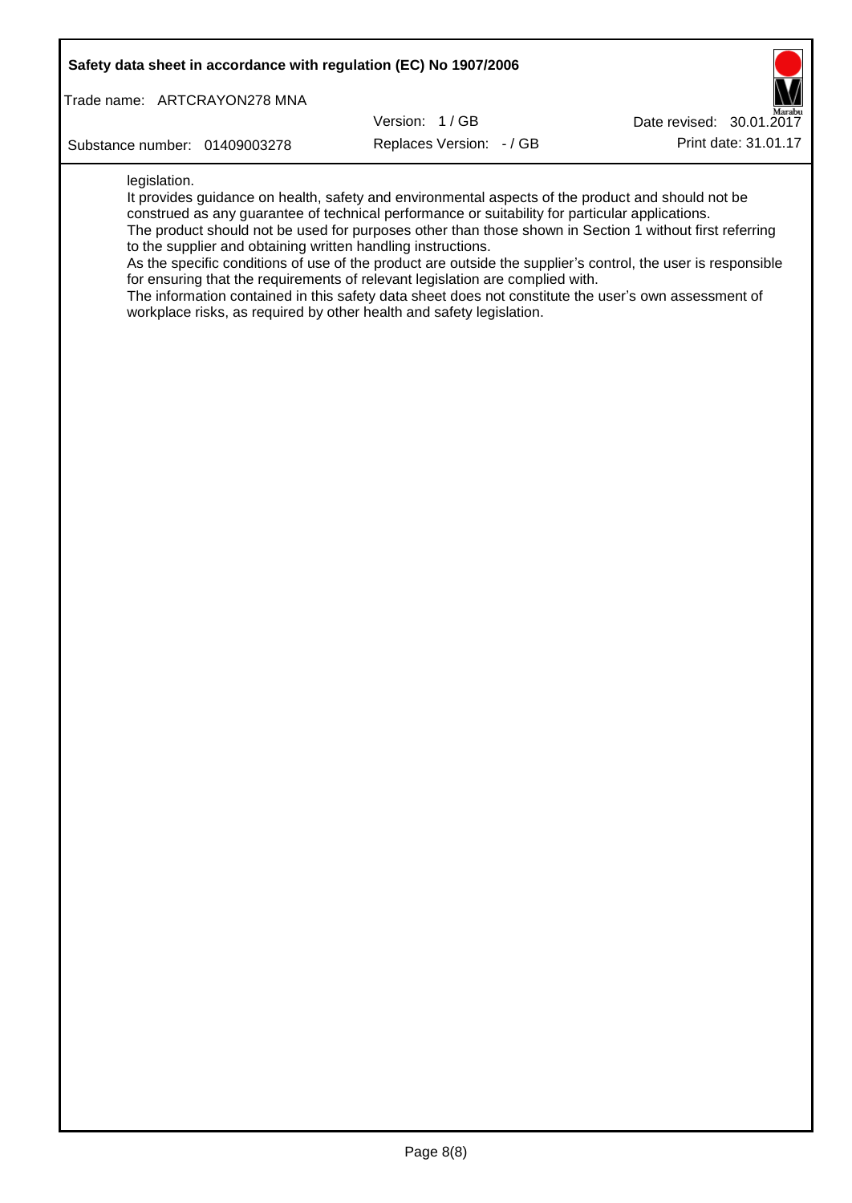legislation.
It provides guidance on health, safety and environmental aspects of the product and should not be construed as any guarantee of technical performance or suitability for particular applications.
The product should not be used for purposes other than those shown in Section 1 without first referring to the supplier and obtaining written handling instructions.
As the specific conditions of use of the product are outside the supplier's control, the user is responsible for ensuring that the requirements of relevant legislation are complied with.
The information contained in this safety data sheet does not constitute the user's own assessment of workplace risks, as required by other health and safety legislation.